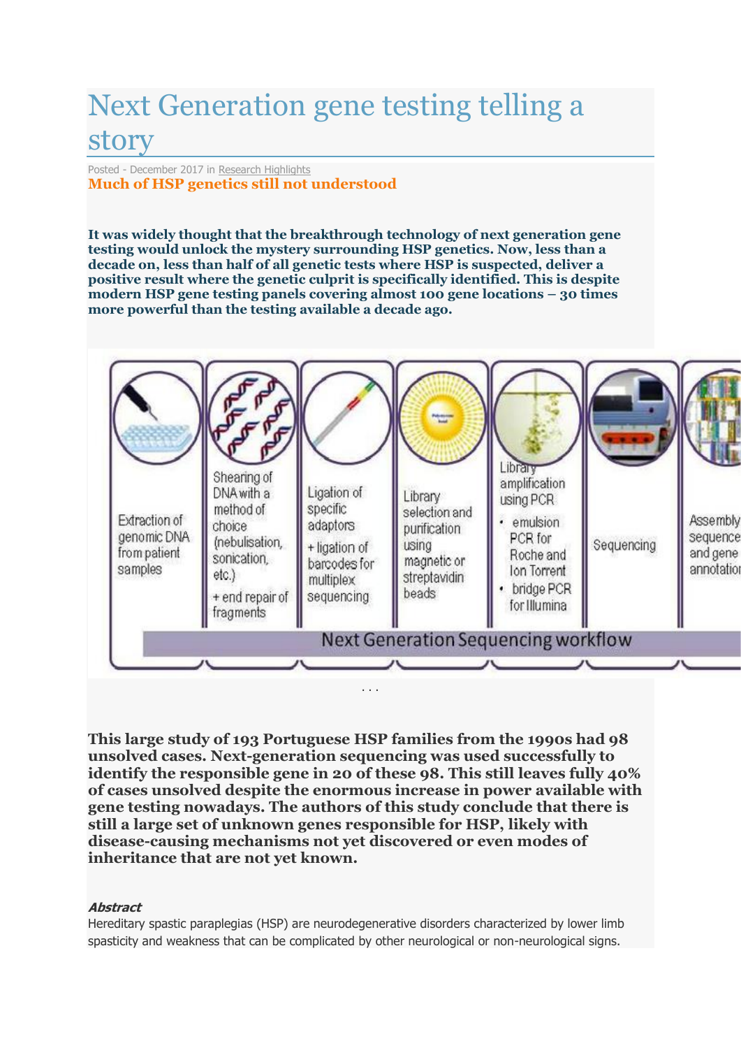# Next Generation gene testing telling a story

Posted - December 2017 in Research Highlights

## Much of HSP genetics still not understood

**It was widely thought that the breakthrough technology of next generation gene testing would unlock the mystery surrounding HSP genetics. Now, less than a decade on, less than half of all genetic tests where HSP is suspected, deliver a positive result where the genetic culprit is specifically identified. This is despite modern HSP gene testing panels covering almost 100 gene locations – 30 times more powerful than the testing available a decade ago.**

. . .

**This large study of 193 Portuguese HSP families from the 1990s had 98 unsolved cases. Next-generation sequencing was used successfully to identify the responsible gene in 20 of these 98. This still leaves fully 40% of cases unsolved despite the enormous increase in power available with gene testing nowadays. The authors of this study conclude that there is still a large set of unknown genes responsible for HSP, likely with disease-causing mechanisms not yet discovered or even modes of inheritance that are not yet known.**

***Abstract***

Hereditary spastic paraplegias (HSP) are neurodegenerative disorders characterized by lower limb spasticity and weakness that can be complicated by other neurological or non-neurological signs.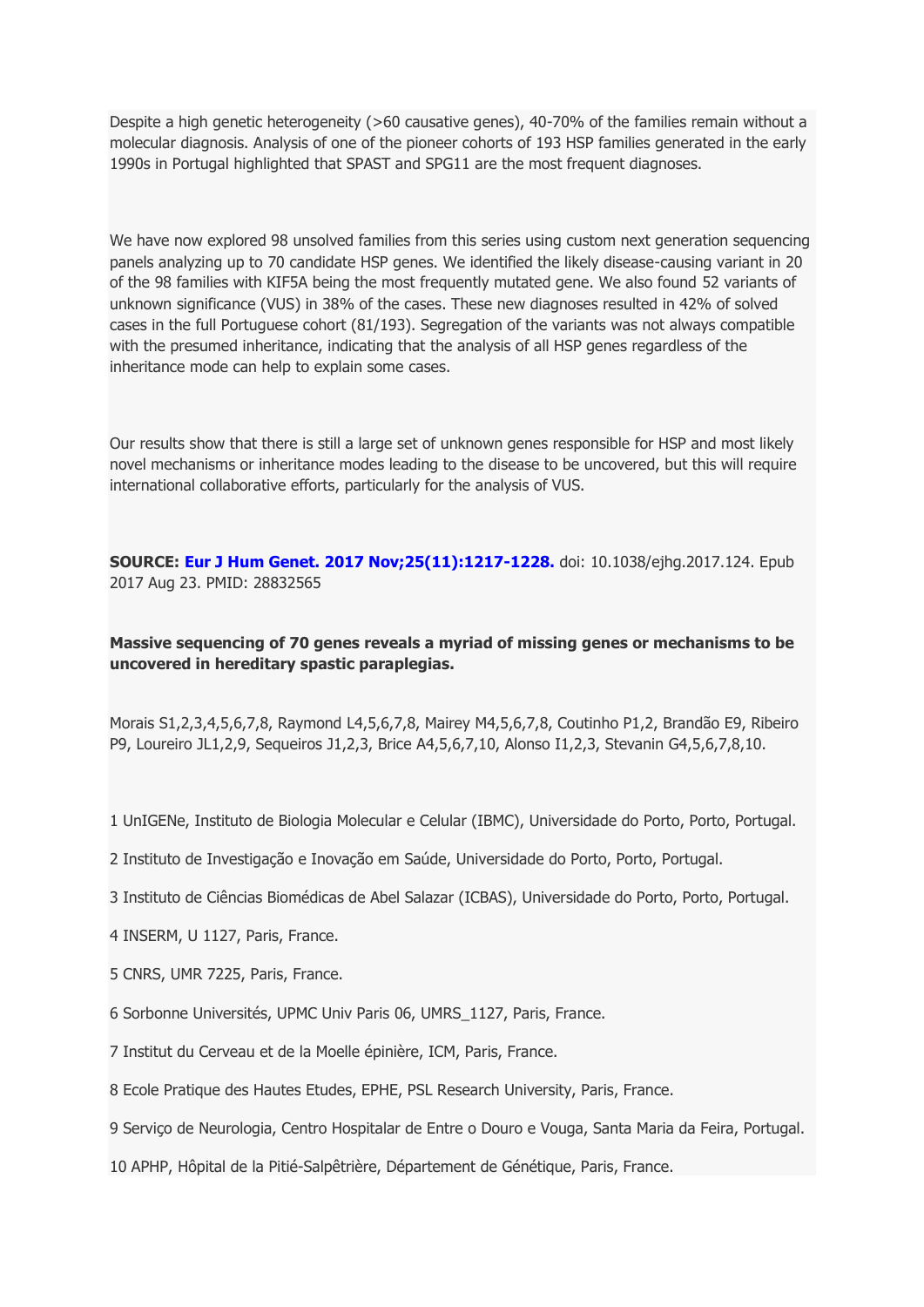Despite a high genetic heterogeneity (>60 causative genes), 40-70% of the families remain without a molecular diagnosis. Analysis of one of the pioneer cohorts of 193 HSP families generated in the early 1990s in Portugal highlighted that SPAST and SPG11 are the most frequent diagnoses.

We have now explored 98 unsolved families from this series using custom next generation sequencing panels analyzing up to 70 candidate HSP genes. We identified the likely disease-causing variant in 20 of the 98 families with KIF5A being the most frequently mutated gene. We also found 52 variants of unknown significance (VUS) in 38% of the cases. These new diagnoses resulted in 42% of solved cases in the full Portuguese cohort (81/193). Segregation of the variants was not always compatible with the presumed inheritance, indicating that the analysis of all HSP genes regardless of the inheritance mode can help to explain some cases.

Our results show that there is still a large set of unknown genes responsible for HSP and most likely novel mechanisms or inheritance modes leading to the disease to be uncovered, but this will require international collaborative efforts, particularly for the analysis of VUS.

**SOURCE: Eur J Hum Genet. 2017 Nov;25(11):1217-1228.** doi: 10.1038/ejhg.2017.124. Epub 2017 Aug 23. PMID: 28832565

**Massive sequencing of 70 genes reveals a myriad of missing genes or mechanisms to be uncovered in hereditary spastic paraplegias.**

Morais S[1,2,3,4,5,6,7,8], Raymond L[4,5,6,7,8], Mairey M[4,5,6,7,8], Coutinho P[1,2], Brandão E[9], Ribeiro P[9], Loureiro JL[1,2,9], Sequeiros J[1,2,3], Brice A[4,5,6,7,10], Alonso I[1,2,3], Stevanin G[4,5,6,7,8,10].

1 UnIGENe, Instituto de Biologia Molecular e Celular (IBMC), Universidade do Porto, Porto, Portugal.

2 Instituto de Investigação e Inovação em Saúde, Universidade do Porto, Porto, Portugal.

3 Instituto de Ciências Biomédicas de Abel Salazar (ICBAS), Universidade do Porto, Porto, Portugal.

4 INSERM, U 1127, Paris, France.

5 CNRS, UMR 7225, Paris, France.

6 Sorbonne Universités, UPMC Univ Paris 06, UMRS_1127, Paris, France.

7 Institut du Cerveau et de la Moelle épinière, ICM, Paris, France.

8 Ecole Pratique des Hautes Etudes, EPHE, PSL Research University, Paris, France.

9 Serviço de Neurologia, Centro Hospitalar de Entre o Douro e Vouga, Santa Maria da Feira, Portugal.

10 APHP, Hôpital de la Pitié-Salpêtrière, Département de Génétique, Paris, France.